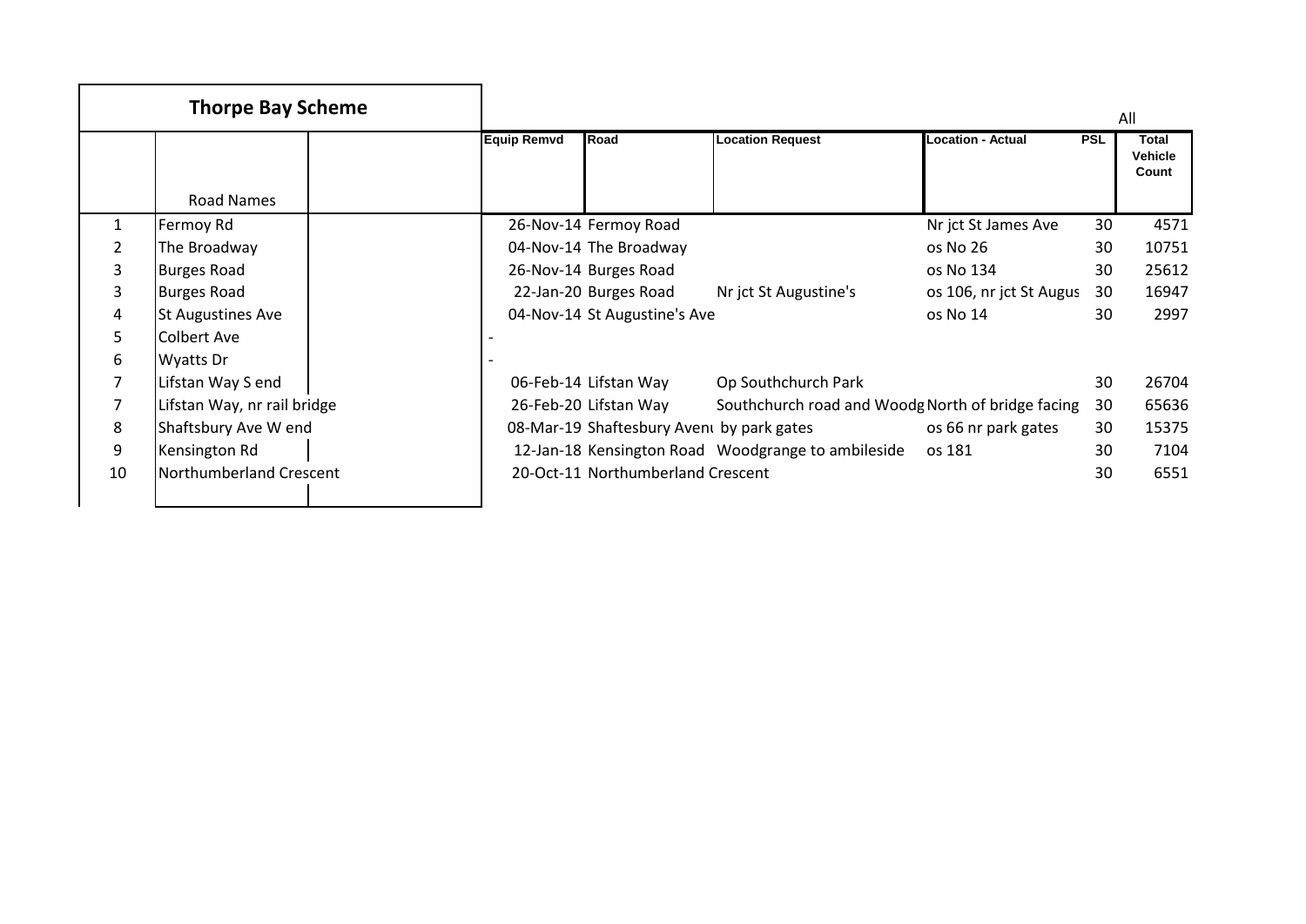| Thorpe Bay Scheme | | | | | | | | All |
|---|---|---|---|---|---|---|---|---|
| | Road Names | Equip Remvd | Road | Location Request | Location - Actual | PSL | Total Vehicle Count |
| 1 | Fermoy Rd | 26-Nov-14 | Fermoy Road | | Nr jct St James Ave | 30 | 4571 |
| 2 | The Broadway | 04-Nov-14 | The Broadway | | os No 26 | 30 | 10751 |
| 3 | Burges Road | 26-Nov-14 | Burges Road | | os No 134 | 30 | 25612 |
| 3 | Burges Road | 22-Jan-20 | Burges Road | Nr jct St Augustine's | os 106, nr jct St Augus | 30 | 16947 |
| 4 | St Augustines Ave | 04-Nov-14 | St Augustine's Ave | | os No 14 | 30 | 2997 |
| 5 | Colbert Ave | - | | | | | |
| 6 | Wyatts Dr | - | | | | | |
| 7 | Lifstan Way S end | 06-Feb-14 | Lifstan Way | Op Southchurch Park | | 30 | 26704 |
| 7 | Lifstan Way, nr rail bridge | 26-Feb-20 | Lifstan Way | Southchurch road and Woodg | North of bridge facing | 30 | 65636 |
| 8 | Shaftsbury Ave W end | 08-Mar-19 | Shaftesbury Avenu | by park gates | os 66 nr park gates | 30 | 15375 |
| 9 | Kensington Rd | 12-Jan-18 | Kensington Road | Woodgrange to ambileside | os 181 | 30 | 7104 |
| 10 | Northumberland Crescent | 20-Oct-11 | Northumberland Crescent | | | 30 | 6551 |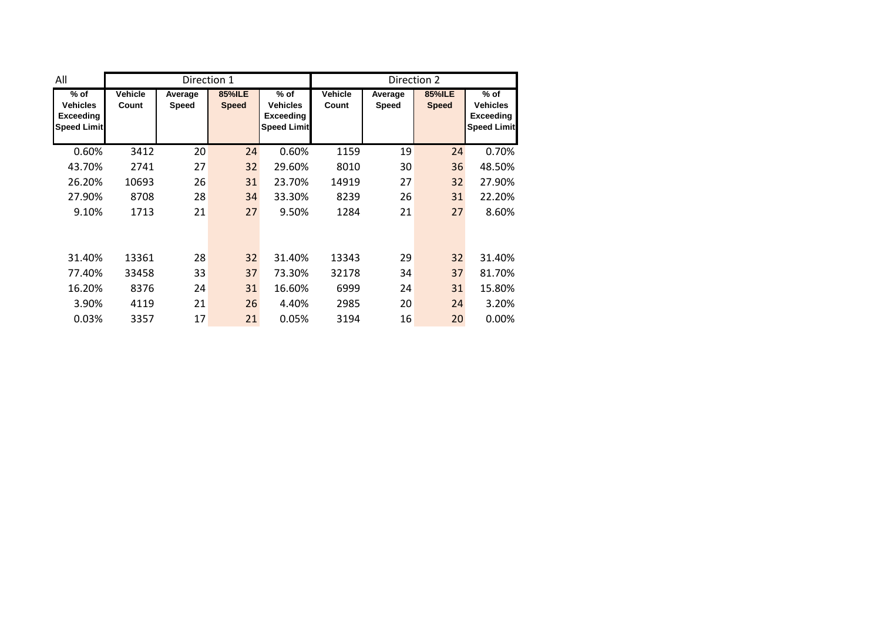| All | Direction 1 | | | | Direction 2 | | | |
|---|---|---|---|---|---|---|---|---|
| % of Vehicles Exceeding Speed Limit | Vehicle Count | Average Speed | 85%ILE Speed | % of Vehicles Exceeding Speed Limit | Vehicle Count | Average Speed | 85%ILE Speed | % of Vehicles Exceeding Speed Limit |
| 0.60% | 3412 | 20 | 24 | 0.60% | 1159 | 19 | 24 | 0.70% |
| 43.70% | 2741 | 27 | 32 | 29.60% | 8010 | 30 | 36 | 48.50% |
| 26.20% | 10693 | 26 | 31 | 23.70% | 14919 | 27 | 32 | 27.90% |
| 27.90% | 8708 | 28 | 34 | 33.30% | 8239 | 26 | 31 | 22.20% |
| 9.10% | 1713 | 21 | 27 | 9.50% | 1284 | 21 | 27 | 8.60% |
| | | | | | | | | |
| 31.40% | 13361 | 28 | 32 | 31.40% | 13343 | 29 | 32 | 31.40% |
| 77.40% | 33458 | 33 | 37 | 73.30% | 32178 | 34 | 37 | 81.70% |
| 16.20% | 8376 | 24 | 31 | 16.60% | 6999 | 24 | 31 | 15.80% |
| 3.90% | 4119 | 21 | 26 | 4.40% | 2985 | 20 | 24 | 3.20% |
| 0.03% | 3357 | 17 | 21 | 0.05% | 3194 | 16 | 20 | 0.00% |